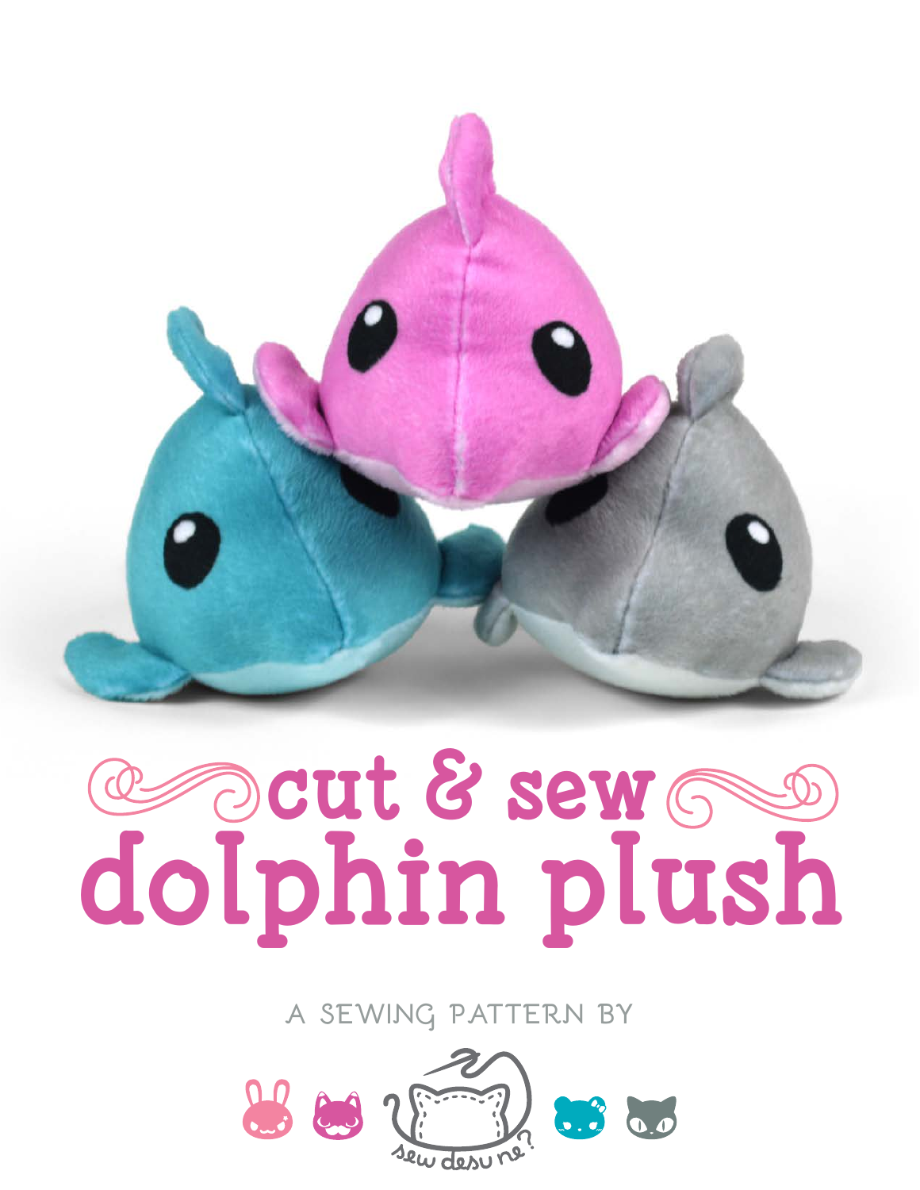# cut & sew dolphin plush

A SEWING PATTERN BY

sew desu ne?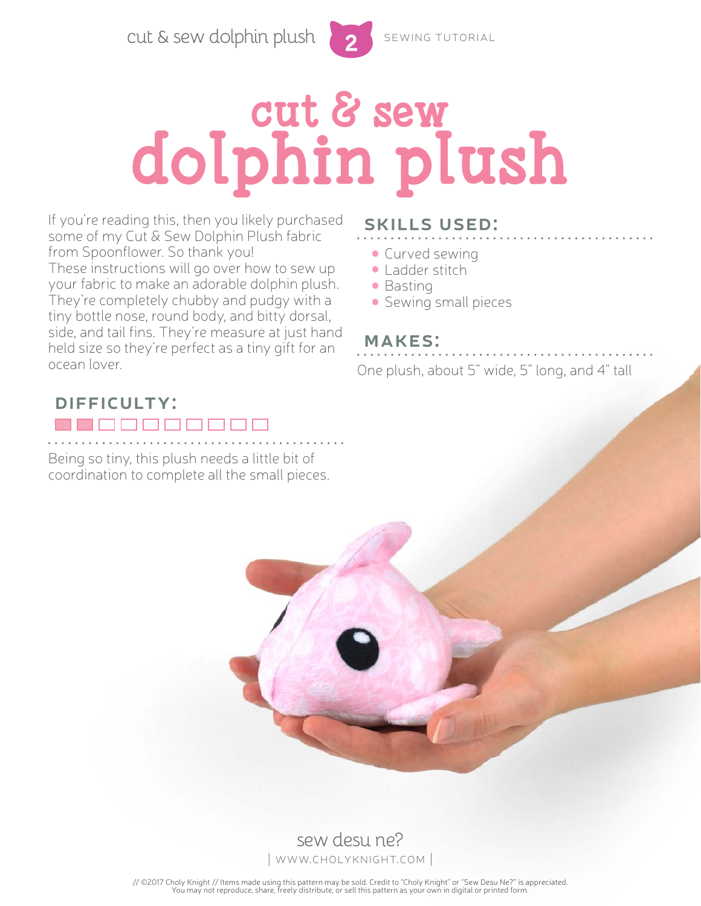# cut & sew dolphin plush

If you're reading this, then you likely purchased some of my Cut & Sew Dolphin Plush fabric from Spoonflower. So thank you!
These instructions will go over how to sew up your fabric to make an adorable dolphin plush. They're completely chubby and pudgy with a tiny bottle nose, round body, and bitty dorsal, side, and tail fins. They're measure at just hand held size so they're perfect as a tiny gift for an ocean lover.

## DIFFICULTY:

Being so tiny, this plush needs a little bit of coordination to complete all the small pieces.

## SKILLS USED:

- Curved sewing
- Ladder stitch
- Basting
- Sewing small pieces

## MAKES:

One plush, about 5" wide, 5" long, and 4" tall

sew desu ne?
| WWW.CHOLYKNIGHT.COM |

// ©2017 Choly Knight // Items made using this pattern may be sold. Credit to "Choly Knight" or "Sew Desu Ne?" is appreciated. You may not reproduce, share, freely distribute, or sell this pattern as your own in digital or printed form.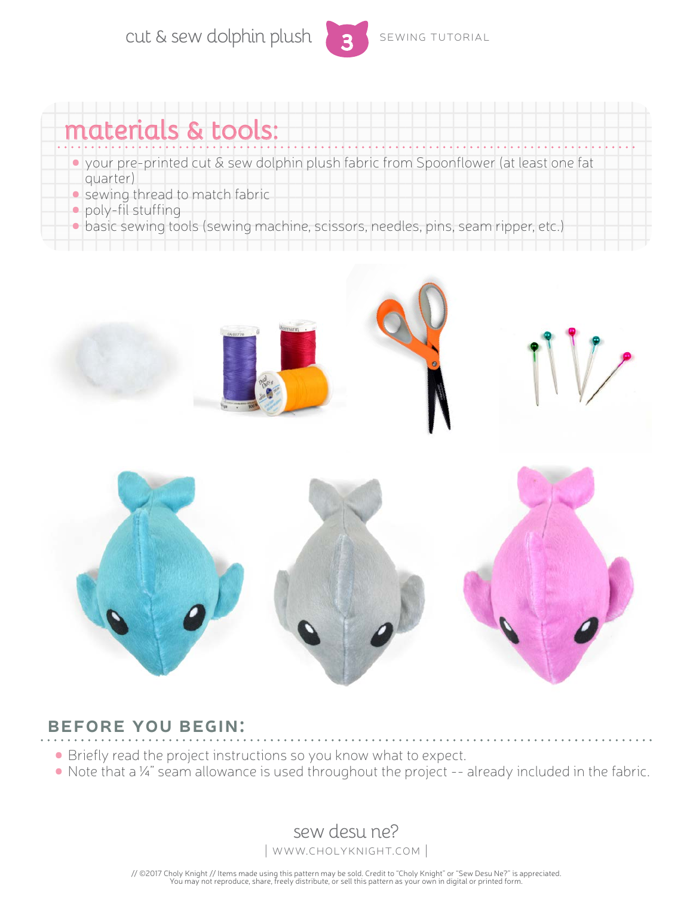## materials & tools:

- your pre-printed cut & sew dolphin plush fabric from Spoonflower (at least one fat quarter)
- sewing thread to match fabric
- poly-fil stuffing
- basic sewing tools (sewing machine, scissors, needles, pins, seam ripper, etc.)

## BEFORE YOU BEGIN:

- Briefly read the project instructions so you know what to expect.
- Note that a ¼" seam allowance is used throughout the project -- already included in the fabric.

sew desu ne?
| WWW.CHOLYKNIGHT.COM |

// ©2017 Choly Knight // Items made using this pattern may be sold. Credit to "Choly Knight" or "Sew Desu Ne?" is appreciated. You may not reproduce, share, freely distribute, or sell this pattern as your own in digital or printed form.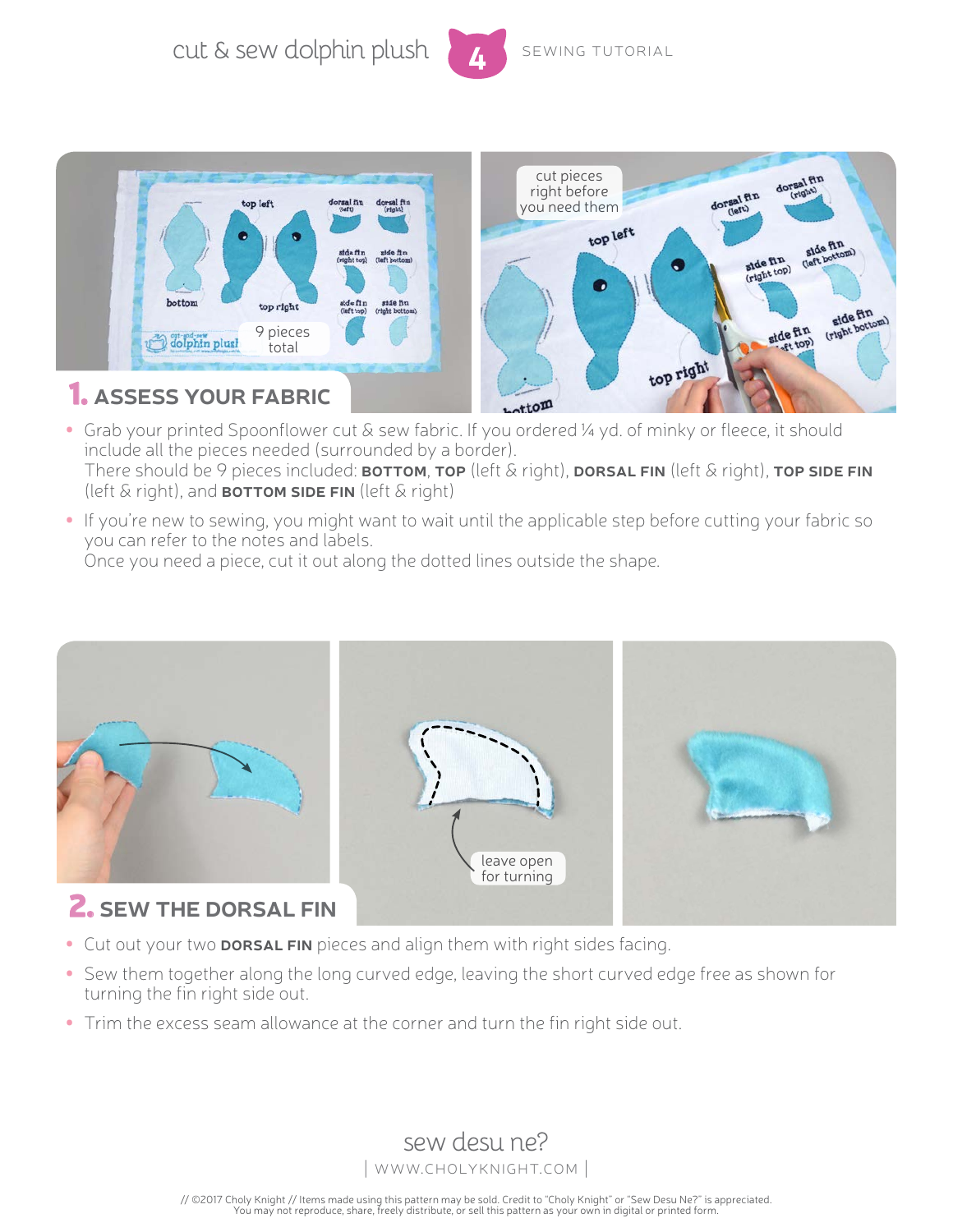## 1. ASSESS YOUR FABRIC

- Grab your printed Spoonflower cut & sew fabric. If you ordered ¼ yd. of minky or fleece, it should include all the pieces needed (surrounded by a border).
  There should be 9 pieces included: **BOTTOM**, **TOP** (left & right), **DORSAL FIN** (left & right), **TOP SIDE FIN** (left & right), and **BOTTOM SIDE FIN** (left & right)
- If you're new to sewing, you might want to wait until the applicable step before cutting your fabric so you can refer to the notes and labels.
  Once you need a piece, cut it out along the dotted lines outside the shape.

## 2. SEW THE DORSAL FIN

- Cut out your two **DORSAL FIN** pieces and align them with right sides facing.
- Sew them together along the long curved edge, leaving the short curved edge free as shown for turning the fin right side out.
- Trim the excess seam allowance at the corner and turn the fin right side out.

// ©2017 Choly Knight // Items made using this pattern may be sold. Credit to "Choly Knight" or "Sew Desu Ne?" is appreciated. You may not reproduce, share, freely distribute, or sell this pattern as your own in digital or printed form.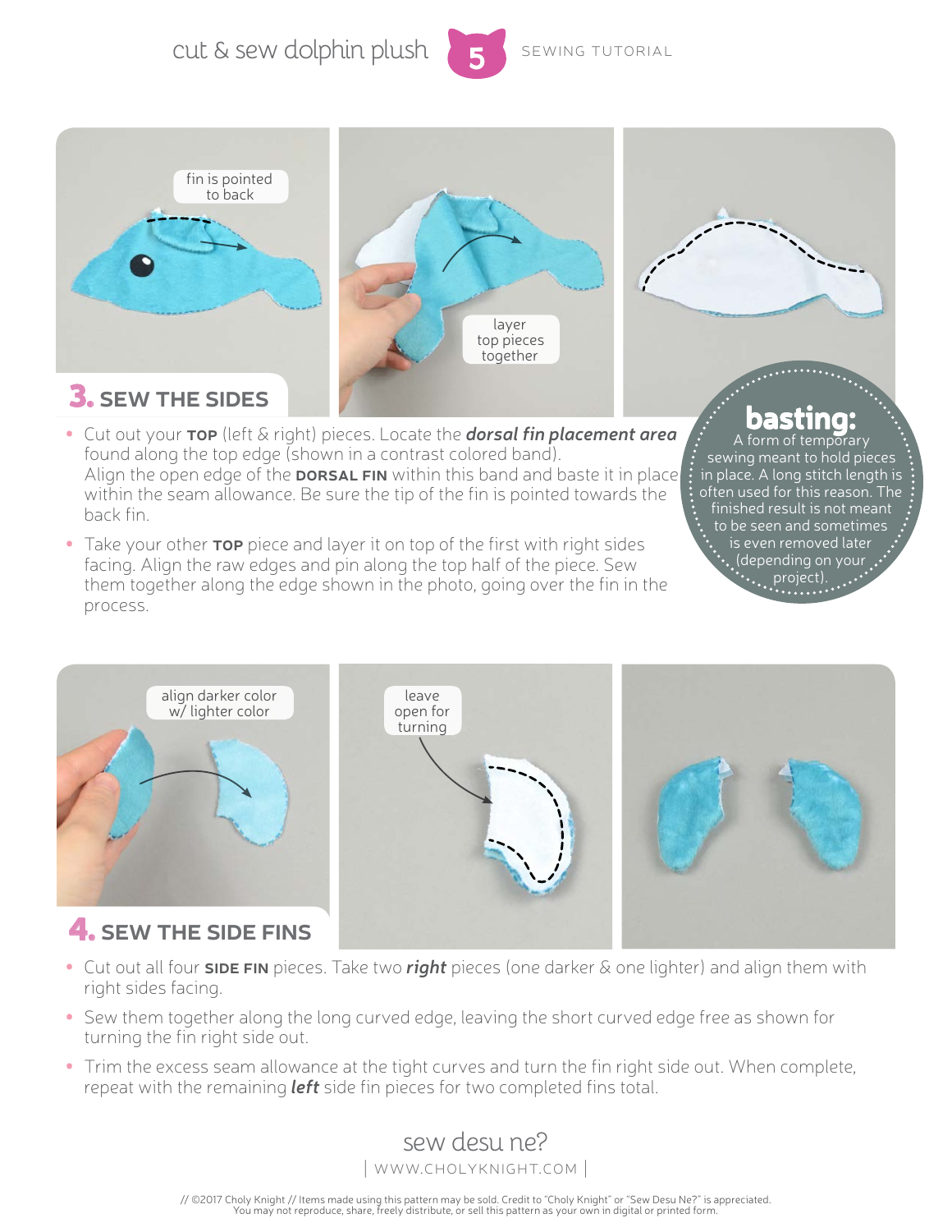## 3. SEW THE SIDES

fin is pointed to back

layer top pieces together

- Cut out your **TOP** (left & right) pieces. Locate the ***dorsal fin placement area*** found along the top edge (shown in a contrast colored band). Align the open edge of the **DORSAL FIN** within this band and baste it in place within the seam allowance. Be sure the tip of the fin is pointed towards the back fin.
- Take your other **TOP** piece and layer it on top of the first with right sides facing. Align the raw edges and pin along the top half of the piece. Sew them together along the edge shown in the photo, going over the fin in the process.

**basting:** A form of temporary sewing meant to hold pieces in place. A long stitch length is often used for this reason. The finished result is not meant to be seen and sometimes is even removed later (depending on your project).

## 4. SEW THE SIDE FINS

align darker color w/ lighter color

leave open for turning

- Cut out all four **SIDE FIN** pieces. Take two ***right*** pieces (one darker & one lighter) and align them with right sides facing.
- Sew them together along the long curved edge, leaving the short curved edge free as shown for turning the fin right side out.
- Trim the excess seam allowance at the tight curves and turn the fin right side out. When complete, repeat with the remaining ***left*** side fin pieces for two completed fins total.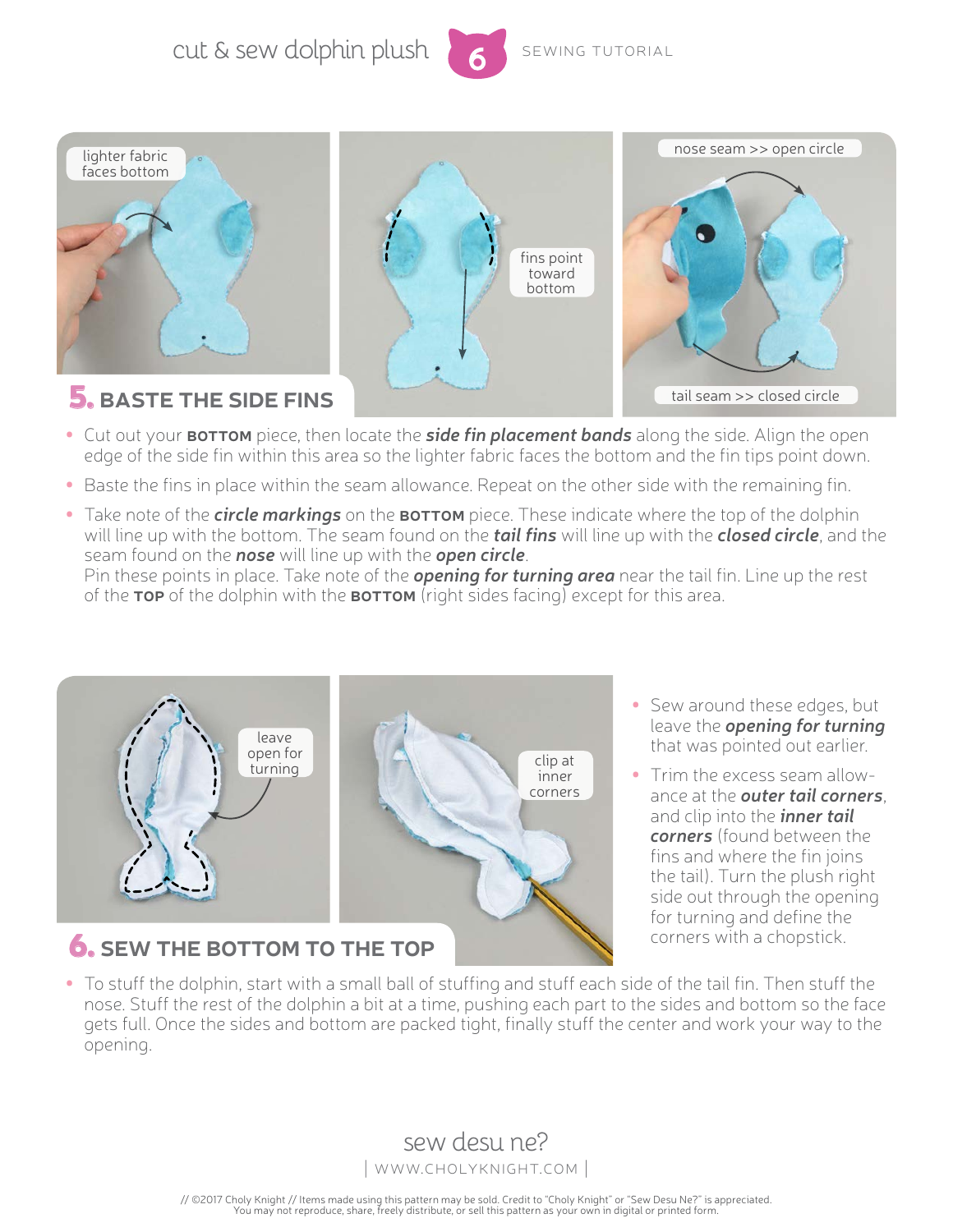## 5. BASTE THE SIDE FINS

lighter fabric faces bottom

fins point toward bottom

nose seam >> open circle

tail seam >> closed circle

- Cut out your **BOTTOM** piece, then locate the ***side fin placement bands*** along the side. Align the open edge of the side fin within this area so the lighter fabric faces the bottom and the fin tips point down.
- Baste the fins in place within the seam allowance. Repeat on the other side with the remaining fin.
- Take note of the ***circle markings*** on the **BOTTOM** piece. These indicate where the top of the dolphin will line up with the bottom. The seam found on the ***tail fins*** will line up with the ***closed circle***, and the seam found on the ***nose*** will line up with the ***open circle***.
  Pin these points in place. Take note of the ***opening for turning area*** near the tail fin. Line up the rest of the **TOP** of the dolphin with the **BOTTOM** (right sides facing) except for this area.

## 6. SEW THE BOTTOM TO THE TOP

leave open for turning

clip at inner corners

- Sew around these edges, but leave the ***opening for turning*** that was pointed out earlier.
- Trim the excess seam allowance at the ***outer tail corners***, and clip into the ***inner tail corners*** (found between the fins and where the fin joins the tail). Turn the plush right side out through the opening for turning and define the corners with a chopstick.

- To stuff the dolphin, start with a small ball of stuffing and stuff each side of the tail fin. Then stuff the nose. Stuff the rest of the dolphin a bit at a time, pushing each part to the sides and bottom so the face gets full. Once the sides and bottom are packed tight, finally stuff the center and work your way to the opening.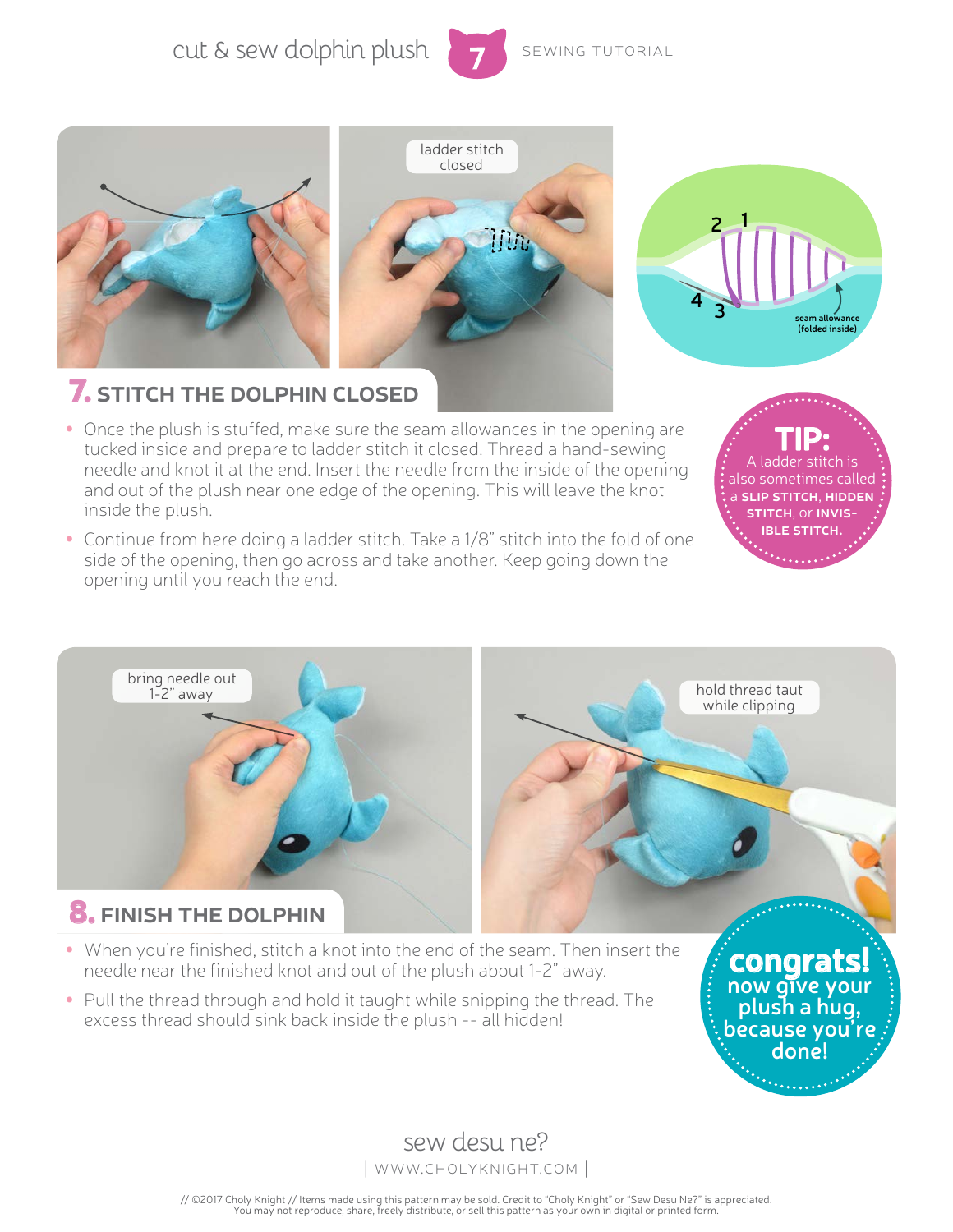## 7. STITCH THE DOLPHIN CLOSED

ladder stitch closed

2 1

4 3

seam allowance (folded inside)

- Once the plush is stuffed, make sure the seam allowances in the opening are tucked inside and prepare to ladder stitch it closed. Thread a hand-sewing needle and knot it at the end. Insert the needle from the inside of the opening and out of the plush near one edge of the opening. This will leave the knot inside the plush.
- Continue from here doing a ladder stitch. Take a 1/8" stitch into the fold of one side of the opening, then go across and take another. Keep going down the opening until you reach the end.

**TIP:** A ladder stitch is also sometimes called a **SLIP STITCH**, **HIDDEN STITCH**, or **INVISIBLE STITCH**.

## 8. FINISH THE DOLPHIN

bring needle out 1-2" away

hold thread taut while clipping

- When you're finished, stitch a knot into the end of the seam. Then insert the needle near the finished knot and out of the plush about 1-2" away.
- Pull the thread through and hold it taught while snipping the thread. The excess thread should sink back inside the plush -- all hidden!

**congrats!** now give your plush a hug, because you're done!

sew desu ne?

| WWW.CHOLYKNIGHT.COM |

// ©2017 Choly Knight // Items made using this pattern may be sold. Credit to "Choly Knight" or "Sew Desu Ne?" is appreciated. You may not reproduce, share, freely distribute, or sell this pattern as your own in digital or printed form.